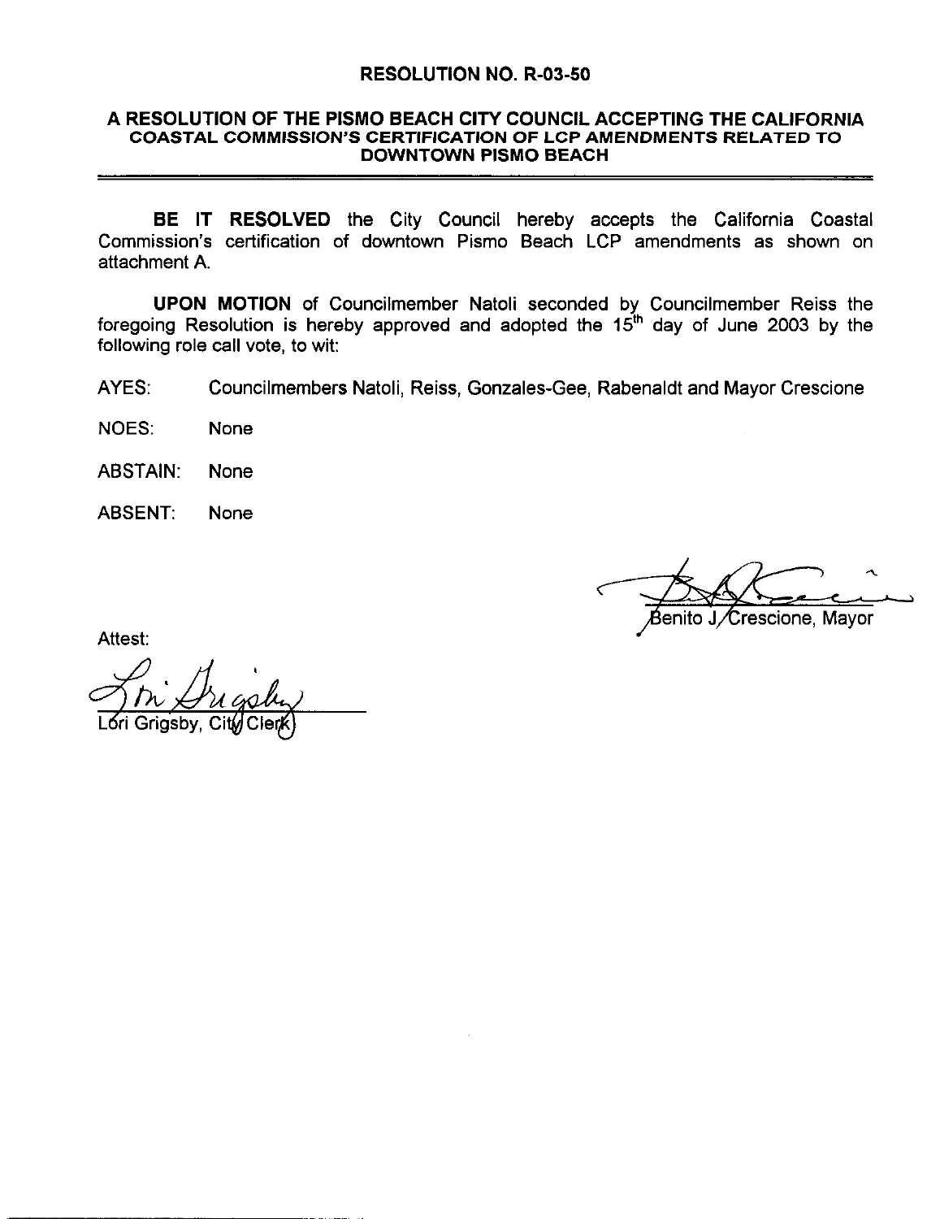# RESOLUTION NO. R-03-50

## A RESOLUTION OF THE PISMO BEACH CITY COUNCIL ACCEPTING THE CALIFORNIA COASTAL COMMISSION'S CERTIFICATION OF LCP AMENDMENTS RELATED TO DOWNTOWN PISMO BEACH

**BE IT RESOLVED** the City Council hereby accepts the California Coastal Commission's certification of downtown Pismo Beach LCP amendments as shown on attachment A.

**UPON MOTION** of Councilmember Natoli seconded by Councilmember Reiss the foregoing Resolution is hereby approved and adopted the 15th day of June 2003 by the following role call vote, to wit:

AYES: Councilmembers Natoli, Reiss, Gonzales-Gee, Rabenaldt and Mayor Crescione

NOES: None

ABSTAIN: None

ABSENT: None

Benito J. Crescione, Mayor

Attest:

Lori Grigsby, City Clerk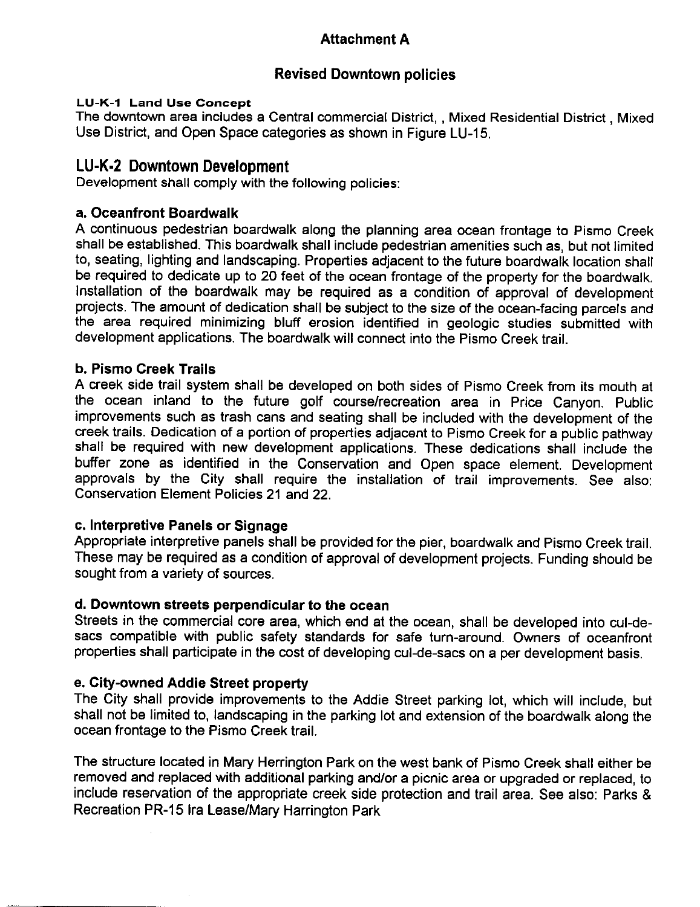## Attachment A

## Revised Downtown policies

**LU-K-1 Land Use Concept**
The downtown area includes a Central commercial District, , Mixed Residential District , Mixed Use District, and Open Space categories as shown in Figure LU-15.

## LU-K-2 Downtown Development

Development shall comply with the following policies:

### a. Oceanfront Boardwalk

A continuous pedestrian boardwalk along the planning area ocean frontage to Pismo Creek shall be established. This boardwalk shall include pedestrian amenities such as, but not limited to, seating, lighting and landscaping. Properties adjacent to the future boardwalk location shall be required to dedicate up to 20 feet of the ocean frontage of the property for the boardwalk. Installation of the boardwalk may be required as a condition of approval of development projects. The amount of dedication shall be subject to the size of the ocean-facing parcels and the area required minimizing bluff erosion identified in geologic studies submitted with development applications. The boardwalk will connect into the Pismo Creek trail.

### b. Pismo Creek Trails

A creek side trail system shall be developed on both sides of Pismo Creek from its mouth at the ocean inland to the future golf course/recreation area in Price Canyon. Public improvements such as trash cans and seating shall be included with the development of the creek trails. Dedication of a portion of properties adjacent to Pismo Creek for a public pathway shall be required with new development applications. These dedications shall include the buffer zone as identified in the Conservation and Open space element. Development approvals by the City shall require the installation of trail improvements. See also: Conservation Element Policies 21 and 22.

### c. Interpretive Panels or Signage

Appropriate interpretive panels shall be provided for the pier, boardwalk and Pismo Creek trail. These may be required as a condition of approval of development projects. Funding should be sought from a variety of sources.

### d. Downtown streets perpendicular to the ocean

Streets in the commercial core area, which end at the ocean, shall be developed into cul-de-sacs compatible with public safety standards for safe turn-around. Owners of oceanfront properties shall participate in the cost of developing cul-de-sacs on a per development basis.

### e. City-owned Addie Street property

The City shall provide improvements to the Addie Street parking lot, which will include, but shall not be limited to, landscaping in the parking lot and extension of the boardwalk along the ocean frontage to the Pismo Creek trail.

The structure located in Mary Herrington Park on the west bank of Pismo Creek shall either be removed and replaced with additional parking and/or a picnic area or upgraded or replaced, to include reservation of the appropriate creek side protection and trail area. See also: Parks & Recreation PR-15 Ira Lease/Mary Harrington Park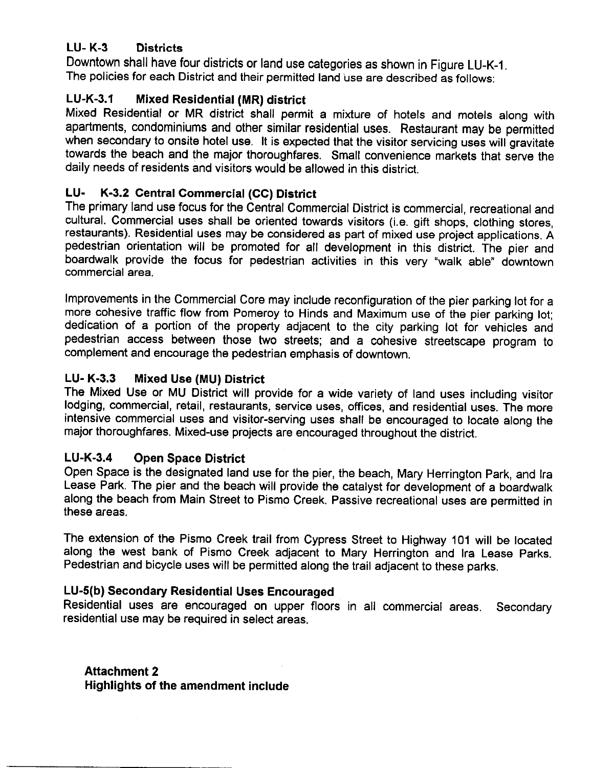**LU- K-3 Districts**

Downtown shall have four districts or land use categories as shown in Figure LU-K-1. The policies for each District and their permitted land use are described as follows:

**LU-K-3.1 Mixed Residential (MR) district**

Mixed Residential or MR district shall permit a mixture of hotels and motels along with apartments, condominiums and other similar residential uses. Restaurant may be permitted when secondary to onsite hotel use. It is expected that the visitor servicing uses will gravitate towards the beach and the major thoroughfares. Small convenience markets that serve the daily needs of residents and visitors would be allowed in this district.

**LU- K-3.2 Central Commercial (CC) District**

The primary land use focus for the Central Commercial District is commercial, recreational and cultural. Commercial uses shall be oriented towards visitors (i.e. gift shops, clothing stores, restaurants). Residential uses may be considered as part of mixed use project applications. A pedestrian orientation will be promoted for all development in this district. The pier and boardwalk provide the focus for pedestrian activities in this very "walk able" downtown commercial area.

Improvements in the Commercial Core may include reconfiguration of the pier parking lot for a more cohesive traffic flow from Pomeroy to Hinds and Maximum use of the pier parking lot; dedication of a portion of the property adjacent to the city parking lot for vehicles and pedestrian access between those two streets; and a cohesive streetscape program to complement and encourage the pedestrian emphasis of downtown.

**LU- K-3.3 Mixed Use (MU) District**

The Mixed Use or MU District will provide for a wide variety of land uses including visitor lodging, commercial, retail, restaurants, service uses, offices, and residential uses. The more intensive commercial uses and visitor-serving uses shall be encouraged to locate along the major thoroughfares. Mixed-use projects are encouraged throughout the district.

**LU-K-3.4 Open Space District**

Open Space is the designated land use for the pier, the beach, Mary Herrington Park, and Ira Lease Park. The pier and the beach will provide the catalyst for development of a boardwalk along the beach from Main Street to Pismo Creek. Passive recreational uses are permitted in these areas.

The extension of the Pismo Creek trail from Cypress Street to Highway 101 will be located along the west bank of Pismo Creek adjacent to Mary Herrington and Ira Lease Parks. Pedestrian and bicycle uses will be permitted along the trail adjacent to these parks.

**LU-5(b) Secondary Residential Uses Encouraged**

Residential uses are encouraged on upper floors in all commercial areas. Secondary residential use may be required in select areas.

**Attachment 2**
**Highlights of the amendment include**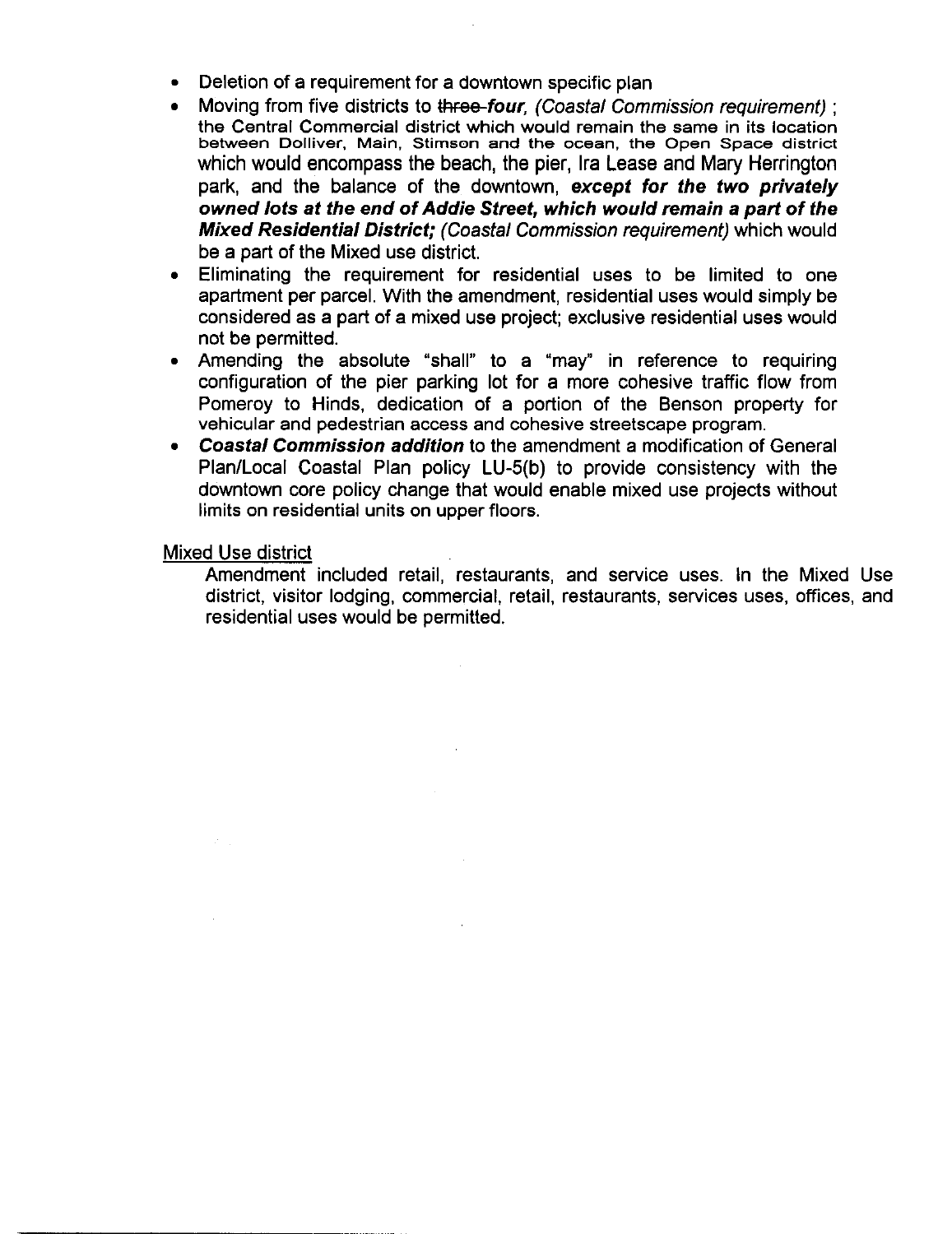- Deletion of a requirement for a downtown specific plan
- Moving from five districts to ~~three~~ *four, (Coastal Commission requirement)* ; the Central Commercial district which would remain the same in its location between Dolliver, Main, Stimson and the ocean, the Open Space district which would encompass the beach, the pier, Ira Lease and Mary Herrington park, and the balance of the downtown, ***except for the two privately owned lots at the end of Addie Street, which would remain a part of the Mixed Residential District;*** *(Coastal Commission requirement)* which would be a part of the Mixed use district.
- Eliminating the requirement for residential uses to be limited to one apartment per parcel. With the amendment, residential uses would simply be considered as a part of a mixed use project; exclusive residential uses would not be permitted.
- Amending the absolute "shall" to a "may" in reference to requiring configuration of the pier parking lot for a more cohesive traffic flow from Pomeroy to Hinds, dedication of a portion of the Benson property for vehicular and pedestrian access and cohesive streetscape program.
- ***Coastal Commission addition*** to the amendment a modification of General Plan/Local Coastal Plan policy LU-5(b) to provide consistency with the downtown core policy change that would enable mixed use projects without limits on residential units on upper floors.

<u>Mixed Use district</u>

Amendment included retail, restaurants, and service uses. In the Mixed Use district, visitor lodging, commercial, retail, restaurants, services uses, offices, and residential uses would be permitted.